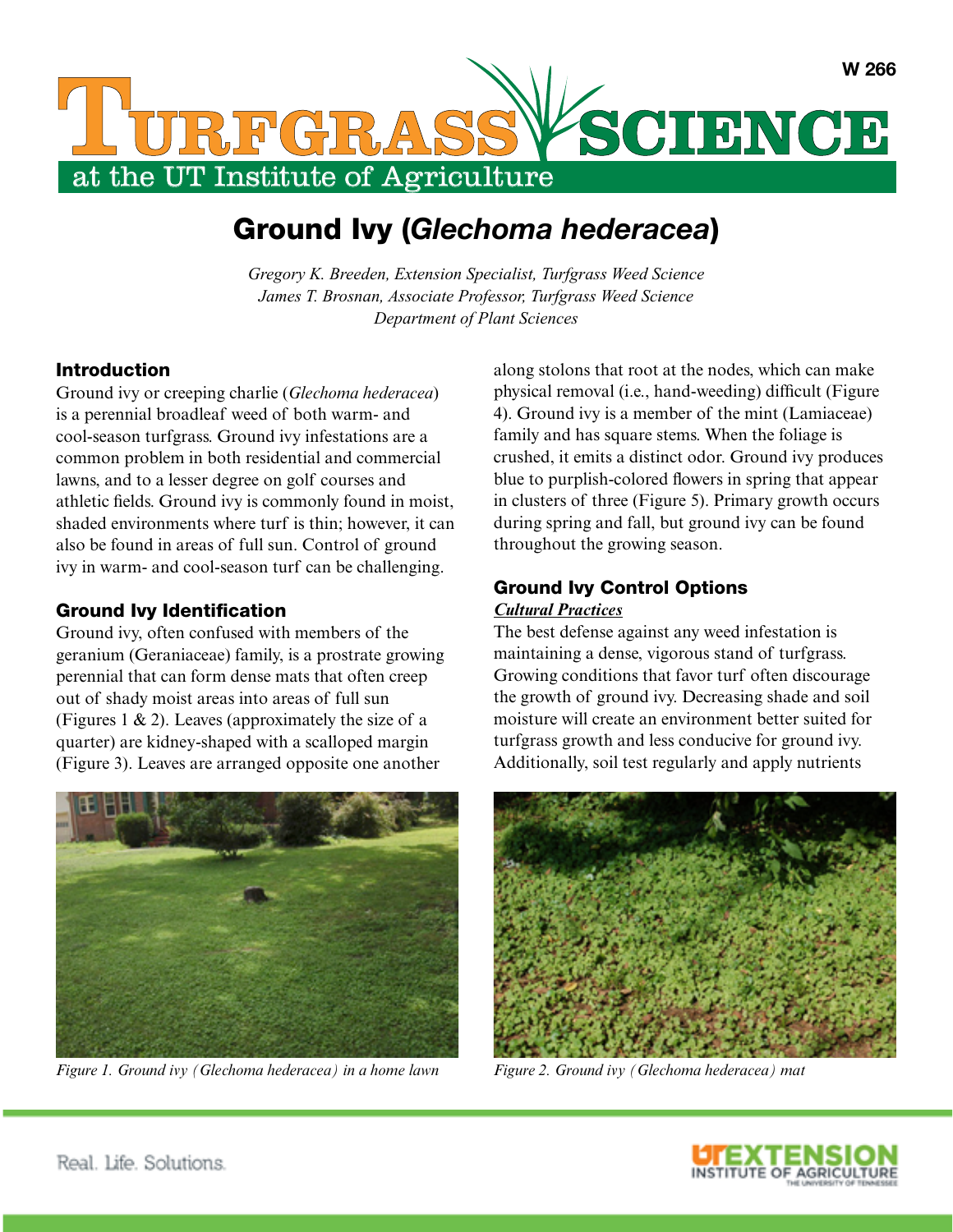W 266

# Ground Ivy (*Glechoma hederacea*)

*Gregory K. Breeden, Extension Specialist, Turfgrass Weed Science*
*James T. Brosnan, Associate Professor, Turfgrass Weed Science*
*Department of Plant Sciences*

## Introduction

Ground ivy or creeping charlie (*Glechoma hederacea*) is a perennial broadleaf weed of both warm- and cool-season turfgrass. Ground ivy infestations are a common problem in both residential and commercial lawns, and to a lesser degree on golf courses and athletic fields. Ground ivy is commonly found in moist, shaded environments where turf is thin; however, it can also be found in areas of full sun. Control of ground ivy in warm- and cool-season turf can be challenging.

## Ground Ivy Identification

Ground ivy, often confused with members of the geranium (Geraniaceae) family, is a prostrate growing perennial that can form dense mats that often creep out of shady moist areas into areas of full sun (Figures 1 & 2). Leaves (approximately the size of a quarter) are kidney-shaped with a scalloped margin (Figure 3). Leaves are arranged opposite one another along stolons that root at the nodes, which can make physical removal (i.e., hand-weeding) difficult (Figure 4). Ground ivy is a member of the mint (Lamiaceae) family and has square stems. When the foliage is crushed, it emits a distinct odor. Ground ivy produces blue to purplish-colored flowers in spring that appear in clusters of three (Figure 5). Primary growth occurs during spring and fall, but ground ivy can be found throughout the growing season.

## Ground Ivy Control Options

***Cultural Practices***

The best defense against any weed infestation is maintaining a dense, vigorous stand of turfgrass. Growing conditions that favor turf often discourage the growth of ground ivy. Decreasing shade and soil moisture will create an environment better suited for turfgrass growth and less conducive for ground ivy. Additionally, soil test regularly and apply nutrients

*Figure 1. Ground ivy (Glechoma hederacea) in a home lawn*

*Figure 2. Ground ivy (Glechoma hederacea) mat*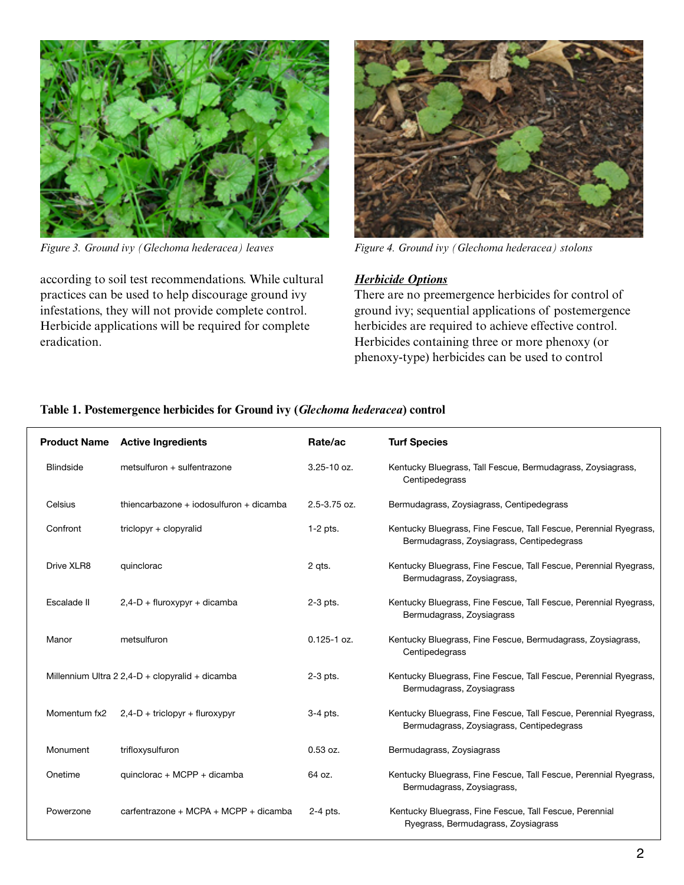*Figure 3. Ground ivy (Glechoma hederacea) leaves*

*Figure 4. Ground ivy (Glechoma hederacea) stolons*

according to soil test recommendations. While cultural practices can be used to help discourage ground ivy infestations, they will not provide complete control. Herbicide applications will be required for complete eradication.

### ***Herbicide Options***

There are no preemergence herbicides for control of ground ivy; sequential applications of postemergence herbicides are required to achieve effective control. Herbicides containing three or more phenoxy (or phenoxy-type) herbicides can be used to control

**Table 1. Postemergence herbicides for Ground ivy (*Glechoma hederacea*) control**

| Product Name | Active Ingredients | Rate/ac | Turf Species |
|---|---|---|---|
| Blindside | metsulfuron + sulfentrazone | 3.25-10 oz. | Kentucky Bluegrass, Tall Fescue, Bermudagrass, Zoysiagrass, Centipedegrass |
| Celsius | thiencarbazone + iodosulfuron + dicamba | 2.5-3.75 oz. | Bermudagrass, Zoysiagrass, Centipedegrass |
| Confront | triclopyr + clopyralid | 1-2 pts. | Kentucky Bluegrass, Fine Fescue, Tall Fescue, Perennial Ryegrass, Bermudagrass, Zoysiagrass, Centipedegrass |
| Drive XLR8 | quinclorac | 2 qts. | Kentucky Bluegrass, Fine Fescue, Tall Fescue, Perennial Ryegrass, Bermudagrass, Zoysiagrass, |
| Escalade II | 2,4-D + fluroxypyr + dicamba | 2-3 pts. | Kentucky Bluegrass, Fine Fescue, Tall Fescue, Perennial Ryegrass, Bermudagrass, Zoysiagrass |
| Manor | metsulfuron | 0.125-1 oz. | Kentucky Bluegrass, Fine Fescue, Bermudagrass, Zoysiagrass, Centipedegrass |
| Millennium Ultra 2 | 2,4-D + clopyralid + dicamba | 2-3 pts. | Kentucky Bluegrass, Fine Fescue, Tall Fescue, Perennial Ryegrass, Bermudagrass, Zoysiagrass |
| Momentum fx2 | 2,4-D + triclopyr + fluroxypyr | 3-4 pts. | Kentucky Bluegrass, Fine Fescue, Tall Fescue, Perennial Ryegrass, Bermudagrass, Zoysiagrass, Centipedegrass |
| Monument | trifloxysulfuron | 0.53 oz. | Bermudagrass, Zoysiagrass |
| Onetime | quinclorac + MCPP + dicamba | 64 oz. | Kentucky Bluegrass, Fine Fescue, Tall Fescue, Perennial Ryegrass, Bermudagrass, Zoysiagrass, |
| Powerzone | carfentrazone + MCPA + MCPP + dicamba | 2-4 pts. | Kentucky Bluegrass, Fine Fescue, Tall Fescue, Perennial Ryegrass, Bermudagrass, Zoysiagrass |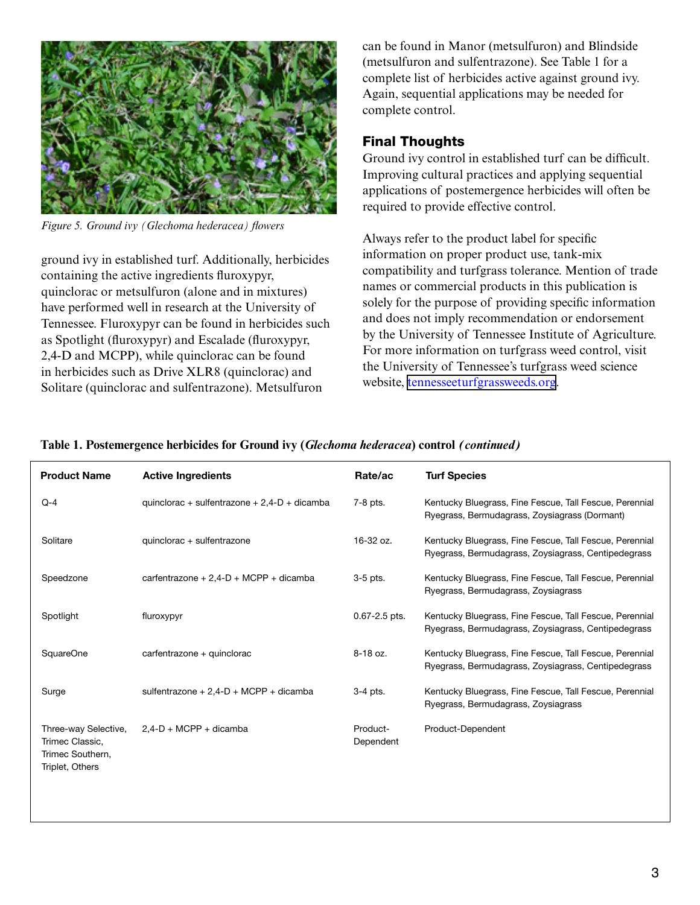Figure 5. Ground ivy (*Glechoma hederacea*) flowers

ground ivy in established turf. Additionally, herbicides containing the active ingredients fluroxypyr, quinclorac or metsulfuron (alone and in mixtures) have performed well in research at the University of Tennessee. Fluroxypyr can be found in herbicides such as Spotlight (fluroxypyr) and Escalade (fluroxypyr, 2,4-D and MCPP), while quinclorac can be found in herbicides such as Drive XLR8 (quinclorac) and Solitare (quinclorac and sulfentrazone). Metsulfuron can be found in Manor (metsulfuron) and Blindside (metsulfuron and sulfentrazone). See Table 1 for a complete list of herbicides active against ground ivy. Again, sequential applications may be needed for complete control.

## Final Thoughts

Ground ivy control in established turf can be difficult. Improving cultural practices and applying sequential applications of postemergence herbicides will often be required to provide effective control.

Always refer to the product label for specific information on proper product use, tank-mix compatibility and turfgrass tolerance. Mention of trade names or commercial products in this publication is solely for the purpose of providing specific information and does not imply recommendation or endorsement by the University of Tennessee Institute of Agriculture. For more information on turfgrass weed control, visit the University of Tennessee's turfgrass weed science website, tennesseeturfgrassweeds.org.

**Table 1. Postemergence herbicides for Ground ivy (*Glechoma hederacea*) control *(continued)***

| Product Name | Active Ingredients | Rate/ac | Turf Species |
|---|---|---|---|
| Q-4 | quinclorac + sulfentrazone + 2,4-D + dicamba | 7-8 pts. | Kentucky Bluegrass, Fine Fescue, Tall Fescue, Perennial Ryegrass, Bermudagrass, Zoysiagrass (Dormant) |
| Solitare | quinclorac + sulfentrazone | 16-32 oz. | Kentucky Bluegrass, Fine Fescue, Tall Fescue, Perennial Ryegrass, Bermudagrass, Zoysiagrass, Centipedegrass |
| Speedzone | carfentrazone + 2,4-D + MCPP + dicamba | 3-5 pts. | Kentucky Bluegrass, Fine Fescue, Tall Fescue, Perennial Ryegrass, Bermudagrass, Zoysiagrass |
| Spotlight | fluroxypyr | 0.67-2.5 pts. | Kentucky Bluegrass, Fine Fescue, Tall Fescue, Perennial Ryegrass, Bermudagrass, Zoysiagrass, Centipedegrass |
| SquareOne | carfentrazone + quinclorac | 8-18 oz. | Kentucky Bluegrass, Fine Fescue, Tall Fescue, Perennial Ryegrass, Bermudagrass, Zoysiagrass, Centipedegrass |
| Surge | sulfentrazone + 2,4-D + MCPP + dicamba | 3-4 pts. | Kentucky Bluegrass, Fine Fescue, Tall Fescue, Perennial Ryegrass, Bermudagrass, Zoysiagrass |
| Three-way Selective, Trimec Classic, Trimec Southern, Triplet, Others | 2,4-D + MCPP + dicamba | Product-Dependent | Product-Dependent |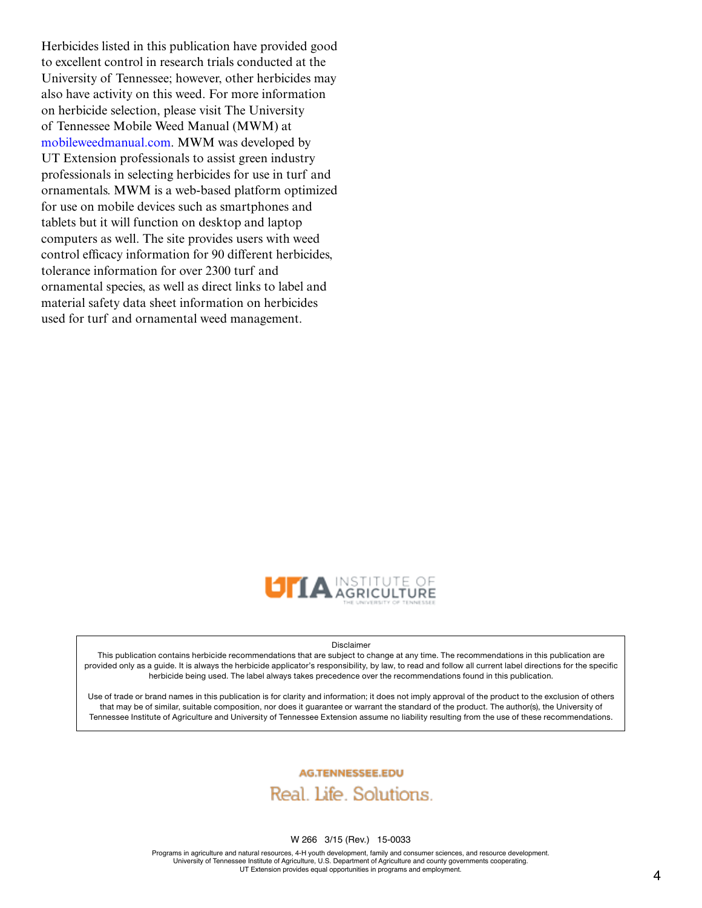Herbicides listed in this publication have provided good to excellent control in research trials conducted at the University of Tennessee; however, other herbicides may also have activity on this weed. For more information on herbicide selection, please visit The University of Tennessee Mobile Weed Manual (MWM) at mobileweedmanual.com. MWM was developed by UT Extension professionals to assist green industry professionals in selecting herbicides for use in turf and ornamentals. MWM is a web-based platform optimized for use on mobile devices such as smartphones and tablets but it will function on desktop and laptop computers as well. The site provides users with weed control efficacy information for 90 different herbicides, tolerance information for over 2300 turf and ornamental species, as well as direct links to label and material safety data sheet information on herbicides used for turf and ornamental weed management.

UTIA INSTITUTE OF AGRICULTURE
THE UNIVERSITY OF TENNESSEE

Disclaimer

This publication contains herbicide recommendations that are subject to change at any time. The recommendations in this publication are provided only as a guide. It is always the herbicide applicator's responsibility, by law, to read and follow all current label directions for the specific herbicide being used. The label always takes precedence over the recommendations found in this publication.

Use of trade or brand names in this publication is for clarity and information; it does not imply approval of the product to the exclusion of others that may be of similar, suitable composition, nor does it guarantee or warrant the standard of the product. The author(s), the University of Tennessee Institute of Agriculture and University of Tennessee Extension assume no liability resulting from the use of these recommendations.

AG.TENNESSEE.EDU

Real. Life. Solutions.

W 266 3/15 (Rev.) 15-0033

Programs in agriculture and natural resources, 4-H youth development, family and consumer sciences, and resource development.
University of Tennessee Institute of Agriculture, U.S. Department of Agriculture and county governments cooperating.
UT Extension provides equal opportunities in programs and employment.